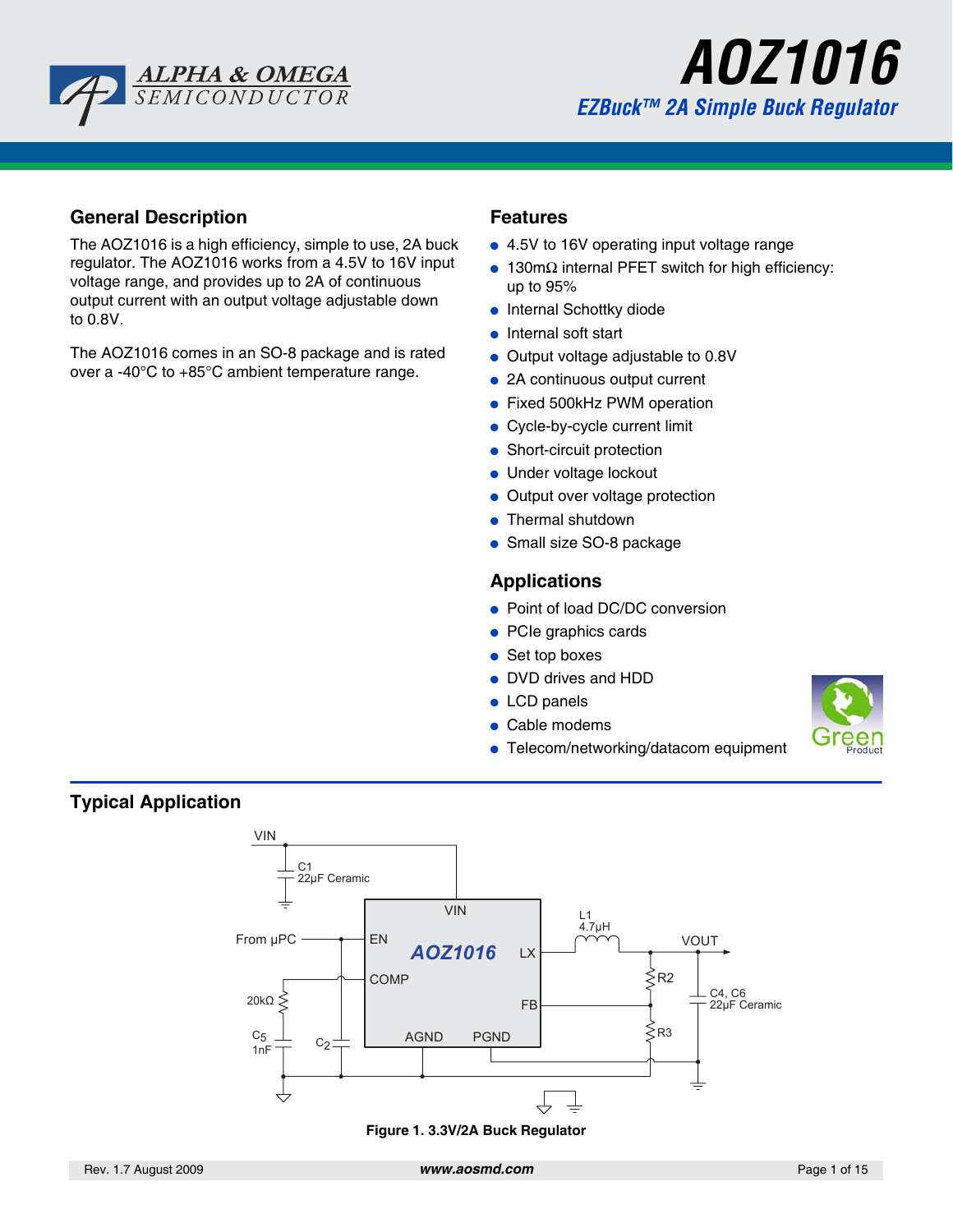# AOZ1016

## EZBuck™ 2A Simple Buck Regulator

## General Description

The AOZ1016 is a high efficiency, simple to use, 2A buck regulator. The AOZ1016 works from a 4.5V to 16V input voltage range, and provides up to 2A of continuous output current with an output voltage adjustable down to 0.8V.

The AOZ1016 comes in an SO-8 package and is rated over a -40°C to +85°C ambient temperature range.

## Features

- 4.5V to 16V operating input voltage range
- 130mΩ internal PFET switch for high efficiency: up to 95%
- Internal Schottky diode
- Internal soft start
- Output voltage adjustable to 0.8V
- 2A continuous output current
- Fixed 500kHz PWM operation
- Cycle-by-cycle current limit
- Short-circuit protection
- Under voltage lockout
- Output over voltage protection
- Thermal shutdown
- Small size SO-8 package

## Applications

- Point of load DC/DC conversion
- PCIe graphics cards
- Set top boxes
- DVD drives and HDD
- LCD panels
- Cable modems
- Telecom/networking/datacom equipment

## Typical Application

**Figure 1. 3.3V/2A Buck Regulator**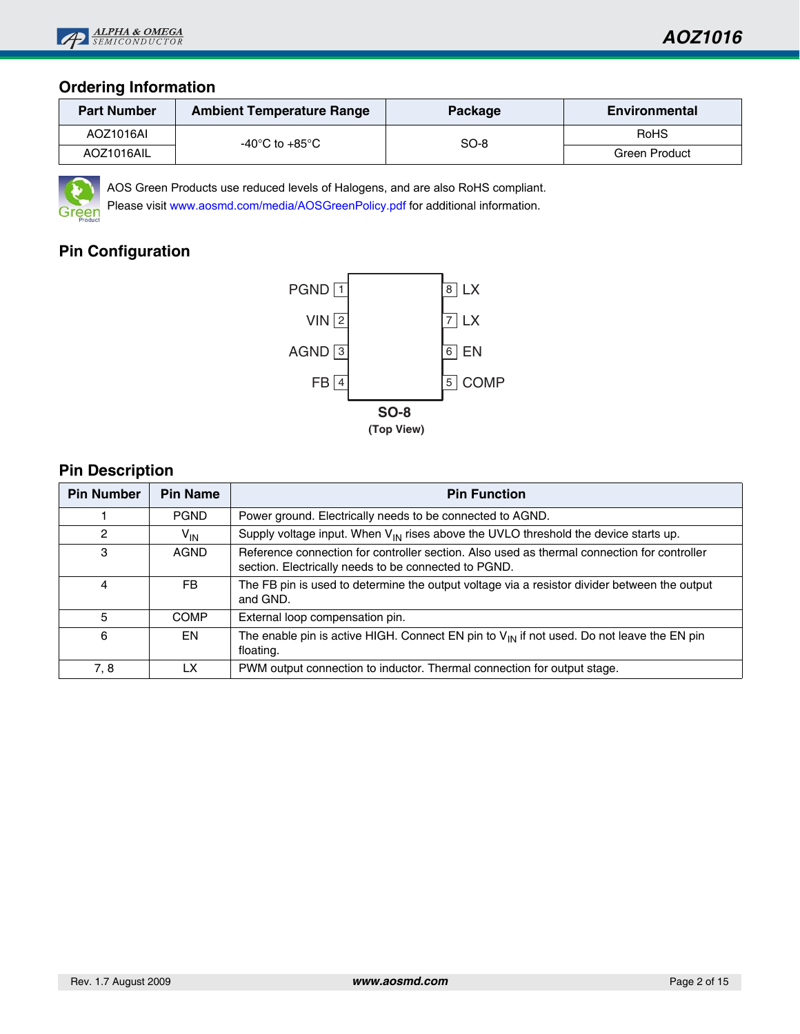## Ordering Information

| Part Number | Ambient Temperature Range | Package | Environmental |
|---|---|---|---|
| AOZ1016AI | -40°C to +85°C | SO-8 | RoHS |
| AOZ1016AIL | | | Green Product |

AOS Green Products use reduced levels of Halogens, and are also RoHS compliant.
Please visit www.aosmd.com/media/AOSGreenPolicy.pdf for additional information.

## Pin Configuration

| Pin | Name | Pin | Name |
|---|---|---|---|
| 1 | PGND | 8 | LX |
| 2 | VIN | 7 | LX |
| 3 | AGND | 6 | EN |
| 4 | FB | 5 | COMP |

**SO-8**
**(Top View)**

## Pin Description

| Pin Number | Pin Name | Pin Function |
|---|---|---|
| 1 | PGND | Power ground. Electrically needs to be connected to AGND. |
| 2 | $V_{IN}$ | Supply voltage input. When $V_{IN}$ rises above the UVLO threshold the device starts up. |
| 3 | AGND | Reference connection for controller section. Also used as thermal connection for controller section. Electrically needs to be connected to PGND. |
| 4 | FB | The FB pin is used to determine the output voltage via a resistor divider between the output and GND. |
| 5 | COMP | External loop compensation pin. |
| 6 | EN | The enable pin is active HIGH. Connect EN pin to $V_{IN}$ if not used. Do not leave the EN pin floating. |
| 7, 8 | LX | PWM output connection to inductor. Thermal connection for output stage. |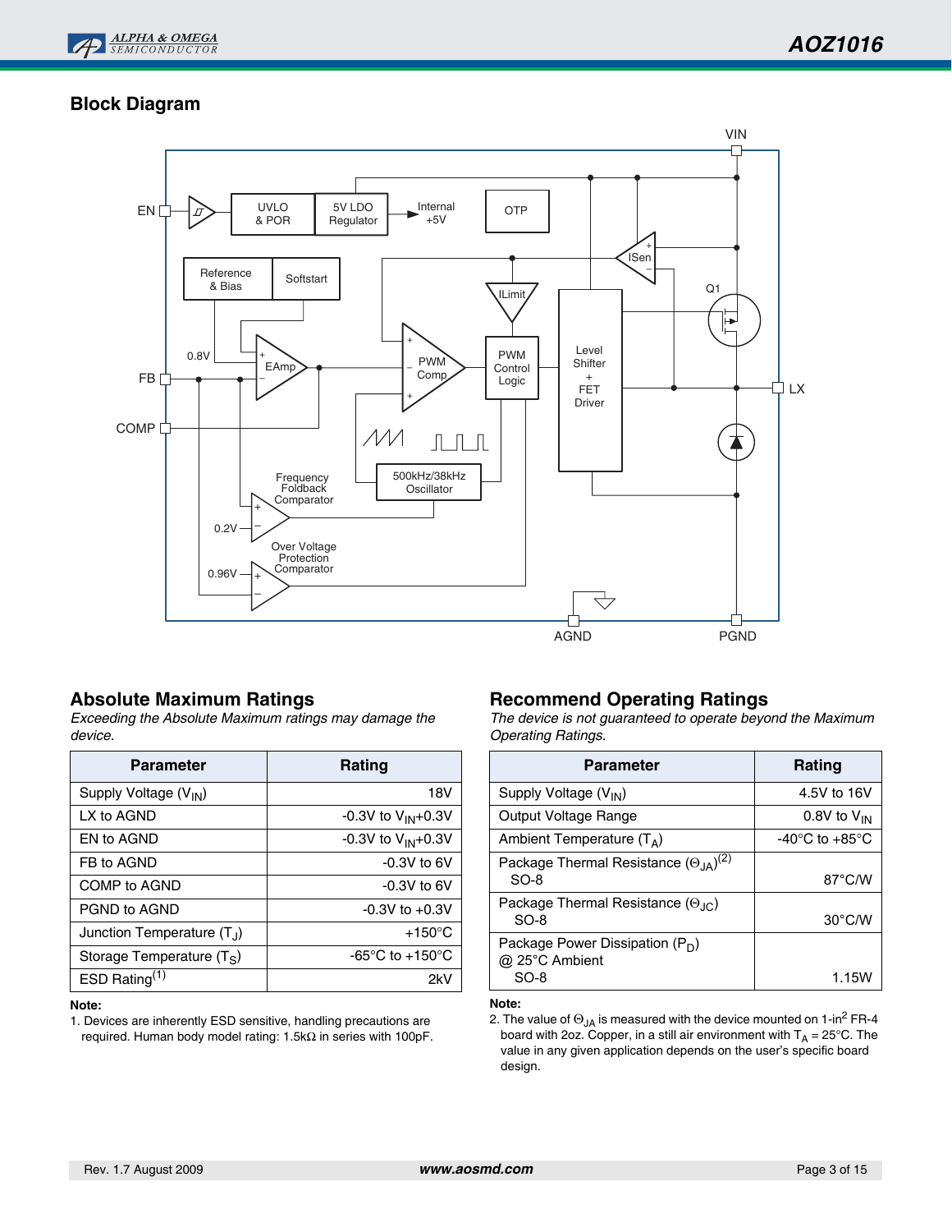## Block Diagram

## Absolute Maximum Ratings

*Exceeding the Absolute Maximum ratings may damage the device.*

| Parameter | Rating |
|---|---|
| Supply Voltage ($V_{IN}$) | 18V |
| LX to AGND | -0.3V to $V_{IN}$+0.3V |
| EN to AGND | -0.3V to $V_{IN}$+0.3V |
| FB to AGND | -0.3V to 6V |
| COMP to AGND | -0.3V to 6V |
| PGND to AGND | -0.3V to +0.3V |
| Junction Temperature ($T_J$) | +150°C |
| Storage Temperature ($T_S$) | -65°C to +150°C |
| ESD Rating[1] | 2kV |

**Note:**

1. Devices are inherently ESD sensitive, handling precautions are required. Human body model rating: 1.5kΩ in series with 100pF.

## Recommend Operating Ratings

*The device is not guaranteed to operate beyond the Maximum Operating Ratings.*

| Parameter | Rating |
|---|---|
| Supply Voltage ($V_{IN}$) | 4.5V to 16V |
| Output Voltage Range | 0.8V to $V_{IN}$ |
| Ambient Temperature ($T_A$) | -40°C to +85°C |
| Package Thermal Resistance ($\Theta_{JA}$)[2] SO-8 | 87°C/W |
| Package Thermal Resistance ($\Theta_{JC}$) SO-8 | 30°C/W |
| Package Power Dissipation ($P_D$) @ 25°C Ambient SO-8 | 1.15W |

**Note:**

2. The value of $\Theta_{JA}$ is measured with the device mounted on 1-in$^2$ FR-4 board with 2oz. Copper, in a still air environment with $T_A$ = 25°C. The value in any given application depends on the user's specific board design.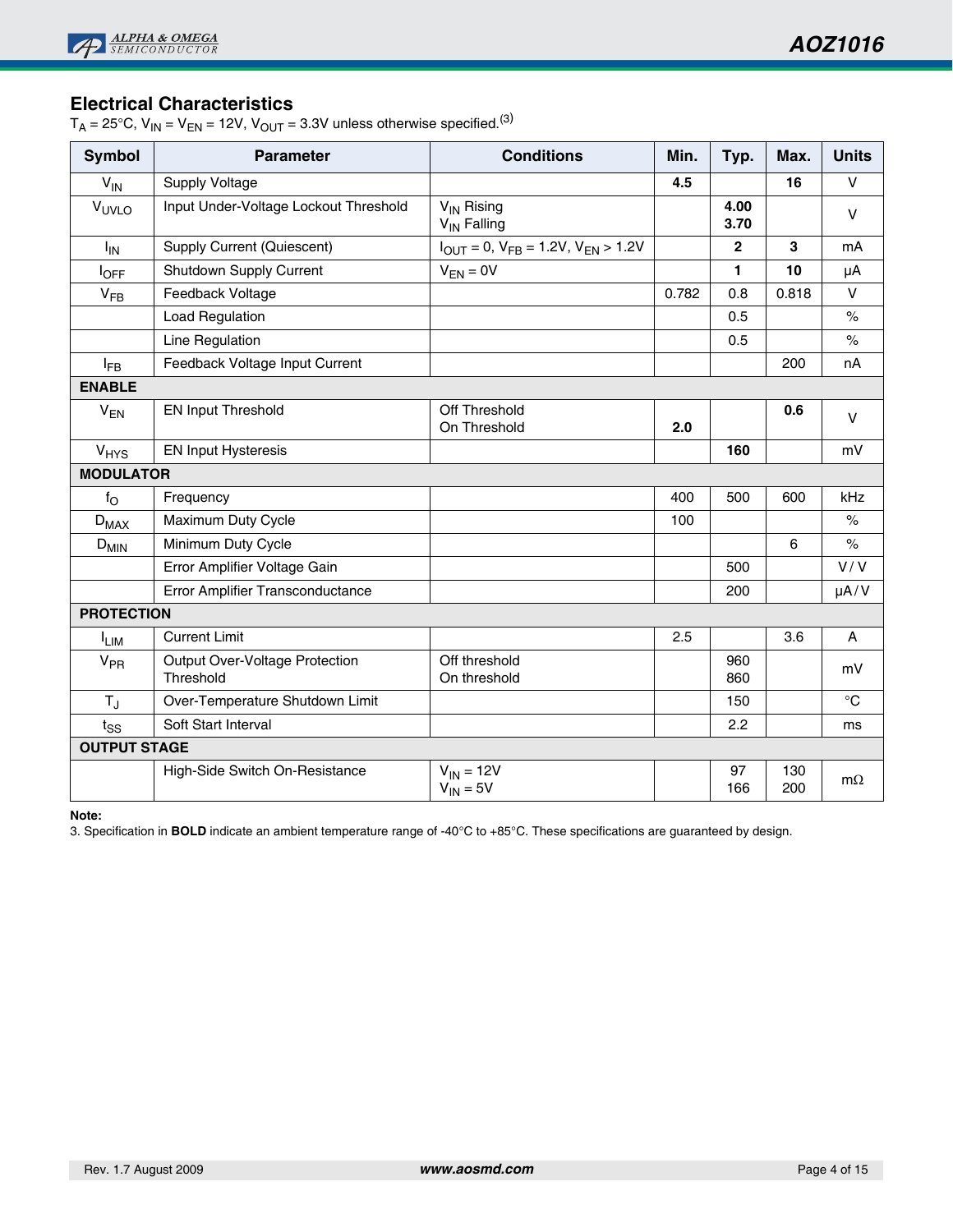## Electrical Characteristics

$T_A$ = 25°C, $V_{IN}$ = $V_{EN}$ = 12V, $V_{OUT}$ = 3.3V unless otherwise specified.[3]

| Symbol | Parameter | Conditions | Min. | Typ. | Max. | Units |
|---|---|---|---|---|---|---|
| $V_{IN}$ | Supply Voltage | | **4.5** | | **16** | V |
| $V_{UVLO}$ | Input Under-Voltage Lockout Threshold | $V_{IN}$ Rising<br>$V_{IN}$ Falling | | **4.00**<br>**3.70** | | V |
| $I_{IN}$ | Supply Current (Quiescent) | $I_{OUT}$ = 0, $V_{FB}$ = 1.2V, $V_{EN}$ > 1.2V | | **2** | **3** | mA |
| $I_{OFF}$ | Shutdown Supply Current | $V_{EN}$ = 0V | | **1** | **10** | µA |
| $V_{FB}$ | Feedback Voltage | | 0.782 | 0.8 | 0.818 | V |
| | Load Regulation | | | 0.5 | | % |
| | Line Regulation | | | 0.5 | | % |
| $I_{FB}$ | Feedback Voltage Input Current | | | | 200 | nA |
| **ENABLE** | | | | | | |
| $V_{EN}$ | EN Input Threshold | Off Threshold<br>On Threshold | <br>**2.0** | | **0.6** | V |
| $V_{HYS}$ | EN Input Hysteresis | | | **160** | | mV |
| **MODULATOR** | | | | | | |
| $f_O$ | Frequency | | 400 | 500 | 600 | kHz |
| $D_{MAX}$ | Maximum Duty Cycle | | 100 | | | % |
| $D_{MIN}$ | Minimum Duty Cycle | | | | 6 | % |
| | Error Amplifier Voltage Gain | | | 500 | | V / V |
| | Error Amplifier Transconductance | | | 200 | | µA / V |
| **PROTECTION** | | | | | | |
| $I_{LIM}$ | Current Limit | | 2.5 | | 3.6 | A |
| $V_{PR}$ | Output Over-Voltage Protection Threshold | Off threshold<br>On threshold | | 960<br>860 | | mV |
| $T_J$ | Over-Temperature Shutdown Limit | | | 150 | | °C |
| $t_{SS}$ | Soft Start Interval | | | 2.2 | | ms |
| **OUTPUT STAGE** | | | | | | |
| | High-Side Switch On-Resistance | $V_{IN}$ = 12V<br>$V_{IN}$ = 5V | | 97<br>166 | 130<br>200 | mΩ |

**Note:**

3. Specification in **BOLD** indicate an ambient temperature range of -40°C to +85°C. These specifications are guaranteed by design.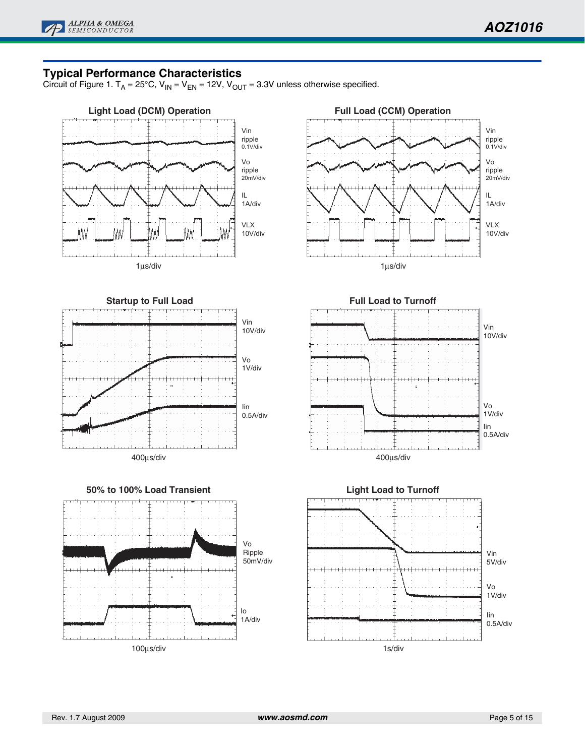## Typical Performance Characteristics

Circuit of Figure 1. $T_A$ = 25°C, $V_{IN}$ = $V_{EN}$ = 12V, $V_{OUT}$ = 3.3V unless otherwise specified.

**Light Load (DCM) Operation**

Vin ripple 0.1V/div

Vo ripple 20mV/div

IL 1A/div

VLX 10V/div

1µs/div

**Full Load (CCM) Operation**

Vin ripple 0.1V/div

Vo ripple 20mV/div

IL 1A/div

VLX 10V/div

1µs/div

**Startup to Full Load**

Vin 10V/div

Vo 1V/div

Iin 0.5A/div

400µs/div

**Full Load to Turnoff**

Vin 10V/div

Vo 1V/div

Iin 0.5A/div

400µs/div

**50% to 100% Load Transient**

Vo Ripple 50mV/div

Io 1A/div

100µs/div

**Light Load to Turnoff**

Vin 5V/div

Vo 1V/div

Iin 0.5A/div

1s/div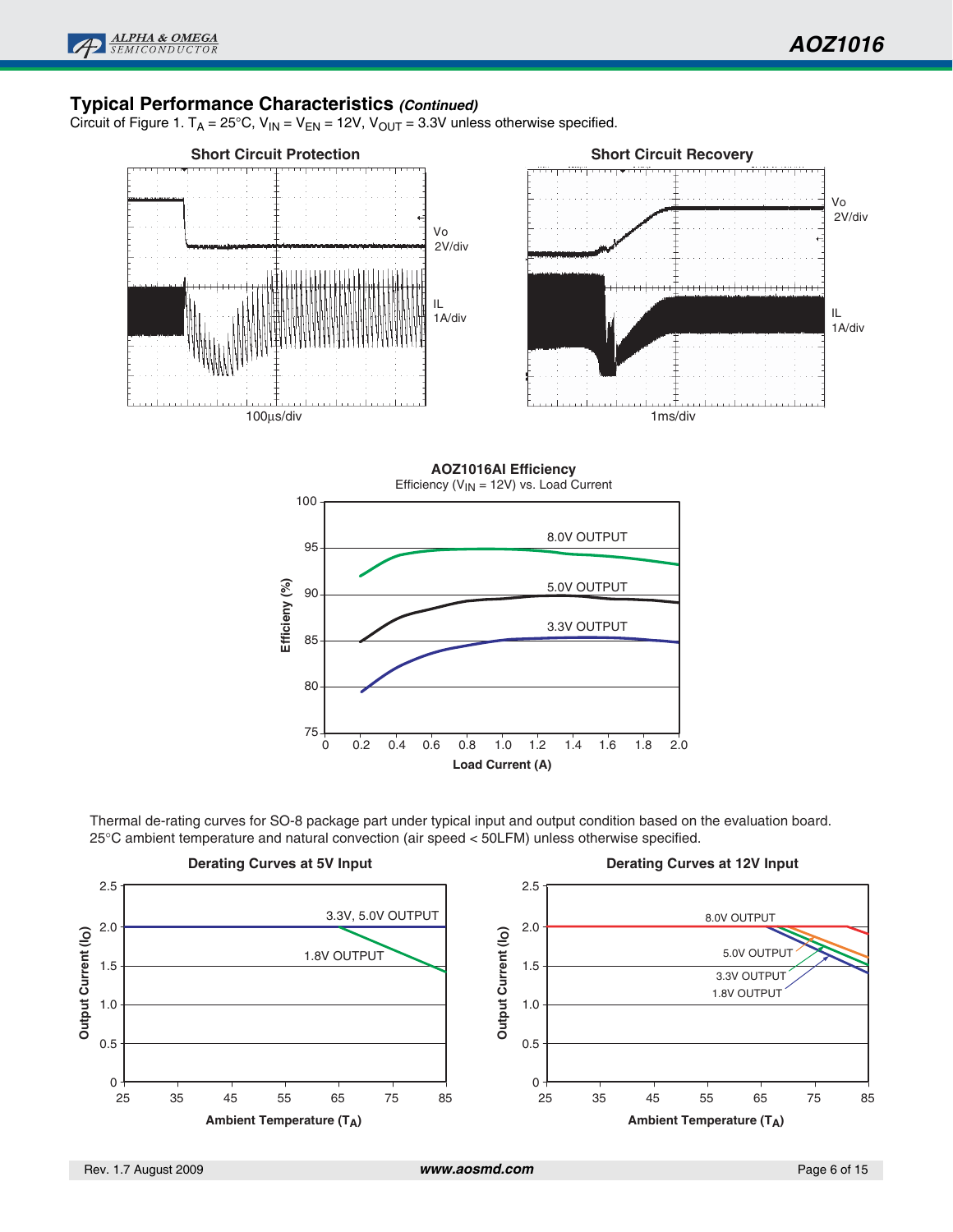## Typical Performance Characteristics *(Continued)*

Circuit of Figure 1. $T_A$ = 25°C, $V_{IN}$ = $V_{EN}$ = 12V, $V_{OUT}$ = 3.3V unless otherwise specified.

**Short Circuit Protection**

Vo 2V/div

IL 1A/div

100µs/div

**Short Circuit Recovery**

Vo 2V/div

IL 1A/div

1ms/div

**AOZ1016AI Efficiency**

Efficiency ($V_{IN}$ = 12V) vs. Load Current

8.0V OUTPUT

5.0V OUTPUT

3.3V OUTPUT

Efficieny (%)

Load Current (A)

Thermal de-rating curves for SO-8 package part under typical input and output condition based on the evaluation board. 25°C ambient temperature and natural convection (air speed < 50LFM) unless otherwise specified.

**Derating Curves at 5V Input**

3.3V, 5.0V OUTPUT

1.8V OUTPUT

Output Current (Io)

Ambient Temperature ($T_A$)

**Derating Curves at 12V Input**

8.0V OUTPUT

5.0V OUTPUT

3.3V OUTPUT

1.8V OUTPUT

Output Current (Io)

Ambient Temperature ($T_A$)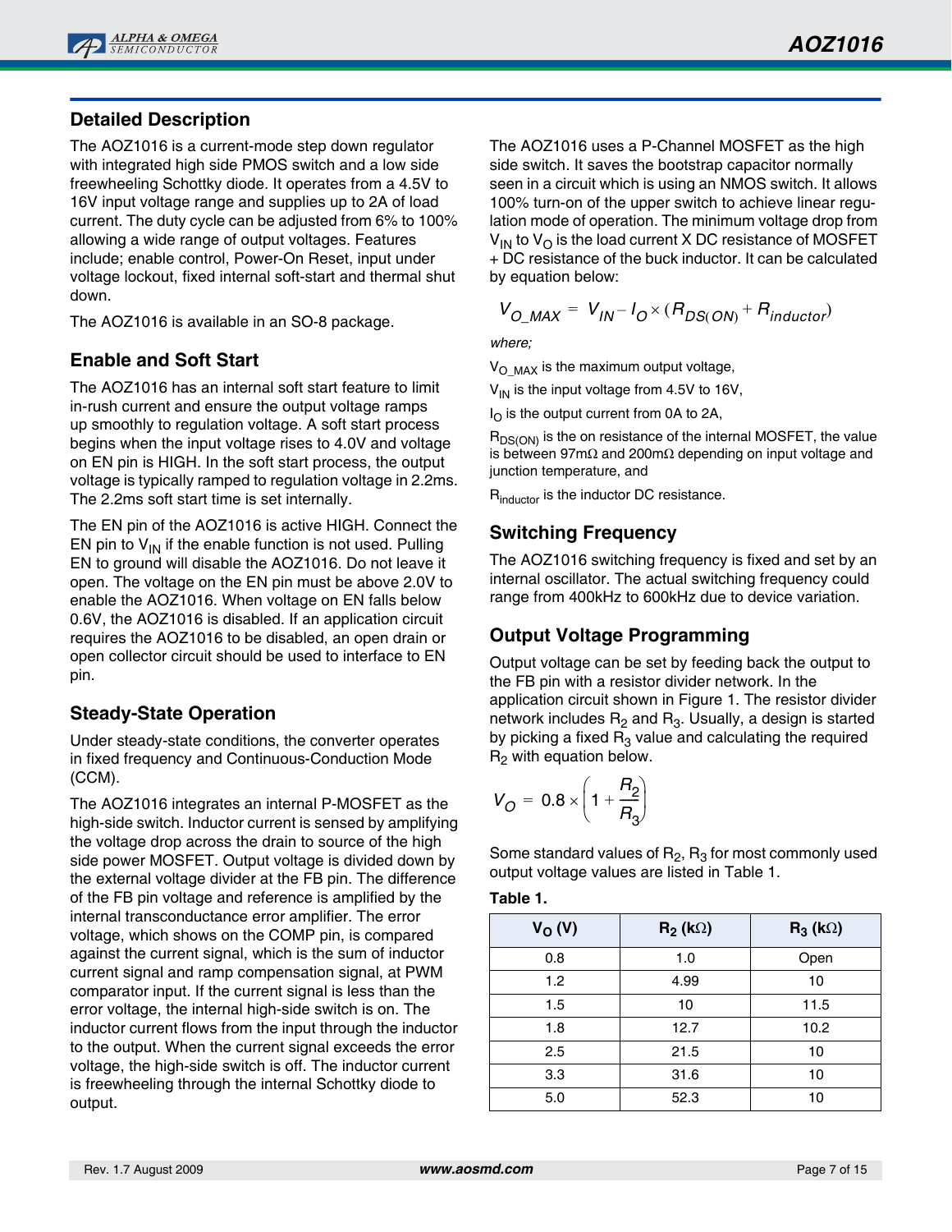## Detailed Description

The AOZ1016 is a current-mode step down regulator with integrated high side PMOS switch and a low side freewheeling Schottky diode. It operates from a 4.5V to 16V input voltage range and supplies up to 2A of load current. The duty cycle can be adjusted from 6% to 100% allowing a wide range of output voltages. Features include; enable control, Power-On Reset, input under voltage lockout, fixed internal soft-start and thermal shut down.

The AOZ1016 is available in an SO-8 package.

## Enable and Soft Start

The AOZ1016 has an internal soft start feature to limit in-rush current and ensure the output voltage ramps up smoothly to regulation voltage. A soft start process begins when the input voltage rises to 4.0V and voltage on EN pin is HIGH. In the soft start process, the output voltage is typically ramped to regulation voltage in 2.2ms. The 2.2ms soft start time is set internally.

The EN pin of the AOZ1016 is active HIGH. Connect the EN pin to $V_{IN}$ if the enable function is not used. Pulling EN to ground will disable the AOZ1016. Do not leave it open. The voltage on the EN pin must be above 2.0V to enable the AOZ1016. When voltage on EN falls below 0.6V, the AOZ1016 is disabled. If an application circuit requires the AOZ1016 to be disabled, an open drain or open collector circuit should be used to interface to EN pin.

## Steady-State Operation

Under steady-state conditions, the converter operates in fixed frequency and Continuous-Conduction Mode (CCM).

The AOZ1016 integrates an internal P-MOSFET as the high-side switch. Inductor current is sensed by amplifying the voltage drop across the drain to source of the high side power MOSFET. Output voltage is divided down by the external voltage divider at the FB pin. The difference of the FB pin voltage and reference is amplified by the internal transconductance error amplifier. The error voltage, which shows on the COMP pin, is compared against the current signal, which is the sum of inductor current signal and ramp compensation signal, at PWM comparator input. If the current signal is less than the error voltage, the internal high-side switch is on. The inductor current flows from the input through the inductor to the output. When the current signal exceeds the error voltage, the high-side switch is off. The inductor current is freewheeling through the internal Schottky diode to output.

The AOZ1016 uses a P-Channel MOSFET as the high side switch. It saves the bootstrap capacitor normally seen in a circuit which is using an NMOS switch. It allows 100% turn-on of the upper switch to achieve linear regulation mode of operation. The minimum voltage drop from $V_{IN}$ to $V_O$ is the load current X DC resistance of MOSFET + DC resistance of the buck inductor. It can be calculated by equation below:

$$V_{O\_MAX} = V_{IN} - I_O \times (R_{DS(ON)} + R_{inductor})$$

*where;*

$V_{O\_MAX}$ is the maximum output voltage,

$V_{IN}$ is the input voltage from 4.5V to 16V,

$I_O$ is the output current from 0A to 2A,

$R_{DS(ON)}$ is the on resistance of the internal MOSFET, the value is between 97mΩ and 200mΩ depending on input voltage and junction temperature, and

$R_{inductor}$ is the inductor DC resistance.

## Switching Frequency

The AOZ1016 switching frequency is fixed and set by an internal oscillator. The actual switching frequency could range from 400kHz to 600kHz due to device variation.

## Output Voltage Programming

Output voltage can be set by feeding back the output to the FB pin with a resistor divider network. In the application circuit shown in Figure 1. The resistor divider network includes $R_2$ and $R_3$. Usually, a design is started by picking a fixed $R_3$ value and calculating the required $R_2$ with equation below.

$$V_O = 0.8 \times \left(1 + \frac{R_2}{R_3}\right)$$

Some standard values of $R_2$, $R_3$ for most commonly used output voltage values are listed in Table 1.

**Table 1.**

| $V_O$ (V) | $R_2$ (kΩ) | $R_3$ (kΩ) |
|---|---|---|
| 0.8 | 1.0 | Open |
| 1.2 | 4.99 | 10 |
| 1.5 | 10 | 11.5 |
| 1.8 | 12.7 | 10.2 |
| 2.5 | 21.5 | 10 |
| 3.3 | 31.6 | 10 |
| 5.0 | 52.3 | 10 |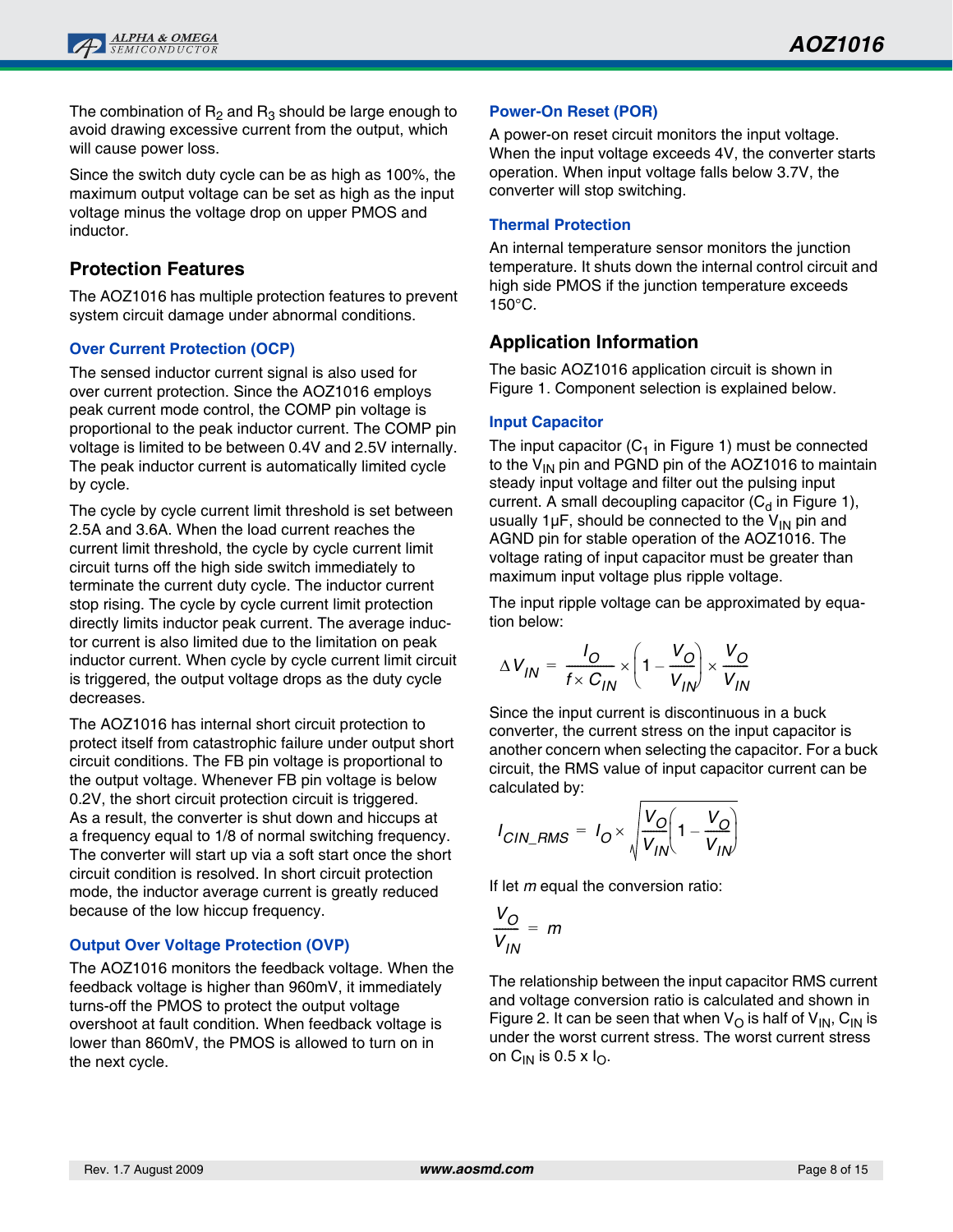The combination of $R_2$ and $R_3$ should be large enough to avoid drawing excessive current from the output, which will cause power loss.

Since the switch duty cycle can be as high as 100%, the maximum output voltage can be set as high as the input voltage minus the voltage drop on upper PMOS and inductor.

## Protection Features

The AOZ1016 has multiple protection features to prevent system circuit damage under abnormal conditions.

### Over Current Protection (OCP)

The sensed inductor current signal is also used for over current protection. Since the AOZ1016 employs peak current mode control, the COMP pin voltage is proportional to the peak inductor current. The COMP pin voltage is limited to be between 0.4V and 2.5V internally. The peak inductor current is automatically limited cycle by cycle.

The cycle by cycle current limit threshold is set between 2.5A and 3.6A. When the load current reaches the current limit threshold, the cycle by cycle current limit circuit turns off the high side switch immediately to terminate the current duty cycle. The inductor current stop rising. The cycle by cycle current limit protection directly limits inductor peak current. The average inductor current is also limited due to the limitation on peak inductor current. When cycle by cycle current limit circuit is triggered, the output voltage drops as the duty cycle decreases.

The AOZ1016 has internal short circuit protection to protect itself from catastrophic failure under output short circuit conditions. The FB pin voltage is proportional to the output voltage. Whenever FB pin voltage is below 0.2V, the short circuit protection circuit is triggered. As a result, the converter is shut down and hiccups at a frequency equal to 1/8 of normal switching frequency. The converter will start up via a soft start once the short circuit condition is resolved. In short circuit protection mode, the inductor average current is greatly reduced because of the low hiccup frequency.

### Output Over Voltage Protection (OVP)

The AOZ1016 monitors the feedback voltage. When the feedback voltage is higher than 960mV, it immediately turns-off the PMOS to protect the output voltage overshoot at fault condition. When feedback voltage is lower than 860mV, the PMOS is allowed to turn on in the next cycle.

### Power-On Reset (POR)

A power-on reset circuit monitors the input voltage. When the input voltage exceeds 4V, the converter starts operation. When input voltage falls below 3.7V, the converter will stop switching.

### Thermal Protection

An internal temperature sensor monitors the junction temperature. It shuts down the internal control circuit and high side PMOS if the junction temperature exceeds 150°C.

## Application Information

The basic AOZ1016 application circuit is shown in Figure 1. Component selection is explained below.

### Input Capacitor

The input capacitor ($C_1$ in Figure 1) must be connected to the $V_{IN}$ pin and PGND pin of the AOZ1016 to maintain steady input voltage and filter out the pulsing input current. A small decoupling capacitor ($C_d$ in Figure 1), usually 1µF, should be connected to the $V_{IN}$ pin and AGND pin for stable operation of the AOZ1016. The voltage rating of input capacitor must be greater than maximum input voltage plus ripple voltage.

The input ripple voltage can be approximated by equation below:

$$\Delta V_{IN} = \frac{I_O}{f \times C_{IN}} \times \left(1 - \frac{V_O}{V_{IN}}\right) \times \frac{V_O}{V_{IN}}$$

Since the input current is discontinuous in a buck converter, the current stress on the input capacitor is another concern when selecting the capacitor. For a buck circuit, the RMS value of input capacitor current can be calculated by:

$$I_{CIN\_RMS} = I_O \times \sqrt{\frac{V_O}{V_{IN}}\left(1 - \frac{V_O}{V_{IN}}\right)}$$

If let $m$ equal the conversion ratio:

$$\frac{V_O}{V_{IN}} = m$$

The relationship between the input capacitor RMS current and voltage conversion ratio is calculated and shown in Figure 2. It can be seen that when $V_O$ is half of $V_{IN}$, $C_{IN}$ is under the worst current stress. The worst current stress on $C_{IN}$ is 0.5 x $I_O$.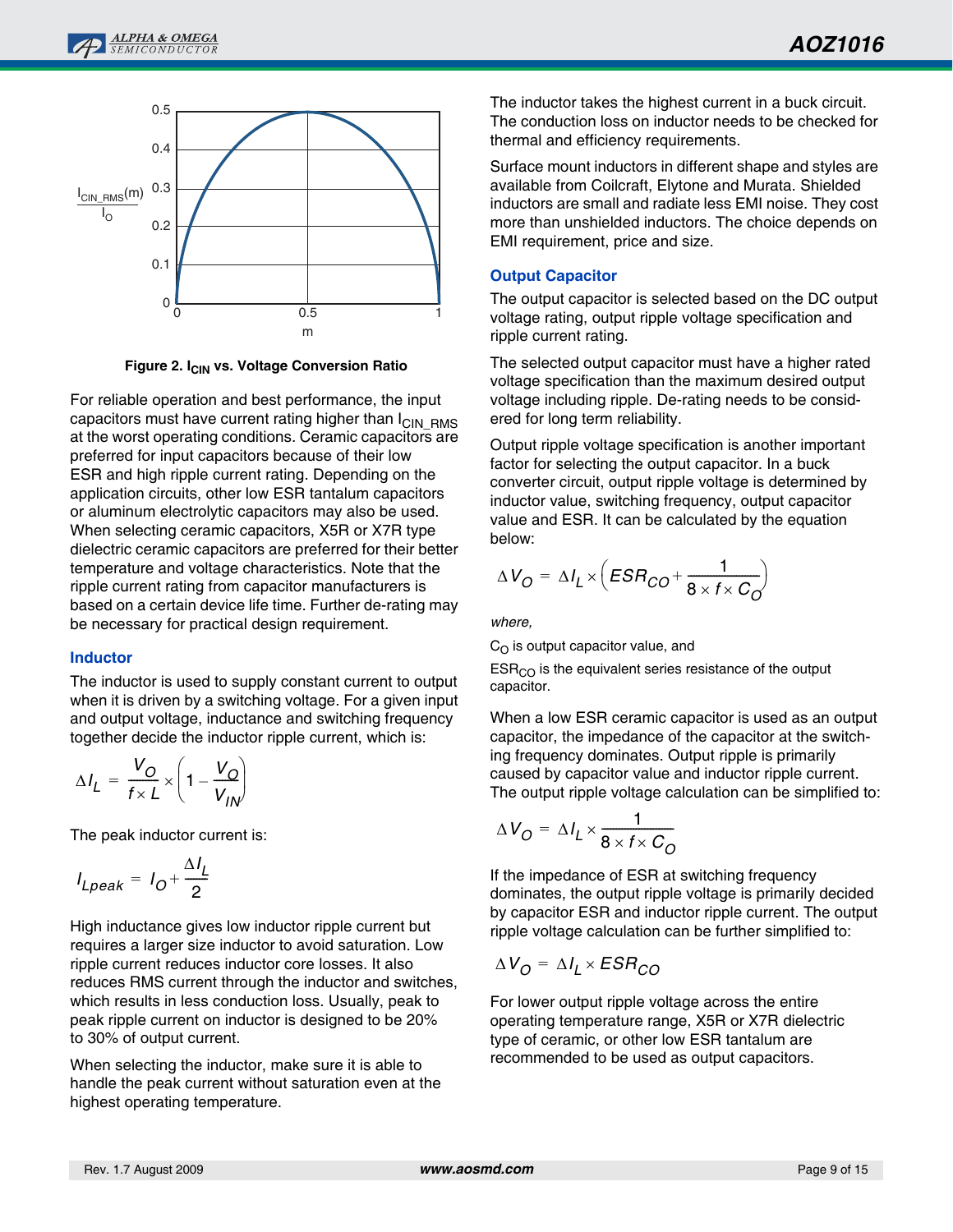Figure 2. $I_{CIN}$ vs. Voltage Conversion Ratio

For reliable operation and best performance, the input capacitors must have current rating higher than $I_{CIN\_RMS}$ at the worst operating conditions. Ceramic capacitors are preferred for input capacitors because of their low ESR and high ripple current rating. Depending on the application circuits, other low ESR tantalum capacitors or aluminum electrolytic capacitors may also be used. When selecting ceramic capacitors, X5R or X7R type dielectric ceramic capacitors are preferred for their better temperature and voltage characteristics. Note that the ripple current rating from capacitor manufacturers is based on a certain device life time. Further de-rating may be necessary for practical design requirement.

### Inductor

The inductor is used to supply constant current to output when it is driven by a switching voltage. For a given input and output voltage, inductance and switching frequency together decide the inductor ripple current, which is:

$$\Delta I_L = \frac{V_O}{f \times L} \times \left(1 - \frac{V_O}{V_{IN}}\right)$$

The peak inductor current is:

$$I_{Lpeak} = I_O + \frac{\Delta I_L}{2}$$

High inductance gives low inductor ripple current but requires a larger size inductor to avoid saturation. Low ripple current reduces inductor core losses. It also reduces RMS current through the inductor and switches, which results in less conduction loss. Usually, peak to peak ripple current on inductor is designed to be 20% to 30% of output current.

When selecting the inductor, make sure it is able to handle the peak current without saturation even at the highest operating temperature.

The inductor takes the highest current in a buck circuit. The conduction loss on inductor needs to be checked for thermal and efficiency requirements.

Surface mount inductors in different shape and styles are available from Coilcraft, Elytone and Murata. Shielded inductors are small and radiate less EMI noise. They cost more than unshielded inductors. The choice depends on EMI requirement, price and size.

### Output Capacitor

The output capacitor is selected based on the DC output voltage rating, output ripple voltage specification and ripple current rating.

The selected output capacitor must have a higher rated voltage specification than the maximum desired output voltage including ripple. De-rating needs to be considered for long term reliability.

Output ripple voltage specification is another important factor for selecting the output capacitor. In a buck converter circuit, output ripple voltage is determined by inductor value, switching frequency, output capacitor value and ESR. It can be calculated by the equation below:

$$\Delta V_O = \Delta I_L \times \left(ESR_{CO} + \frac{1}{8 \times f \times C_O}\right)$$

*where,*

$C_O$ is output capacitor value, and

$ESR_{CO}$ is the equivalent series resistance of the output capacitor.

When a low ESR ceramic capacitor is used as an output capacitor, the impedance of the capacitor at the switching frequency dominates. Output ripple is primarily caused by capacitor value and inductor ripple current. The output ripple voltage calculation can be simplified to:

$$\Delta V_O = \Delta I_L \times \frac{1}{8 \times f \times C_O}$$

If the impedance of ESR at switching frequency dominates, the output ripple voltage is primarily decided by capacitor ESR and inductor ripple current. The output ripple voltage calculation can be further simplified to:

$$\Delta V_O = \Delta I_L \times ESR_{CO}$$

For lower output ripple voltage across the entire operating temperature range, X5R or X7R dielectric type of ceramic, or other low ESR tantalum are recommended to be used as output capacitors.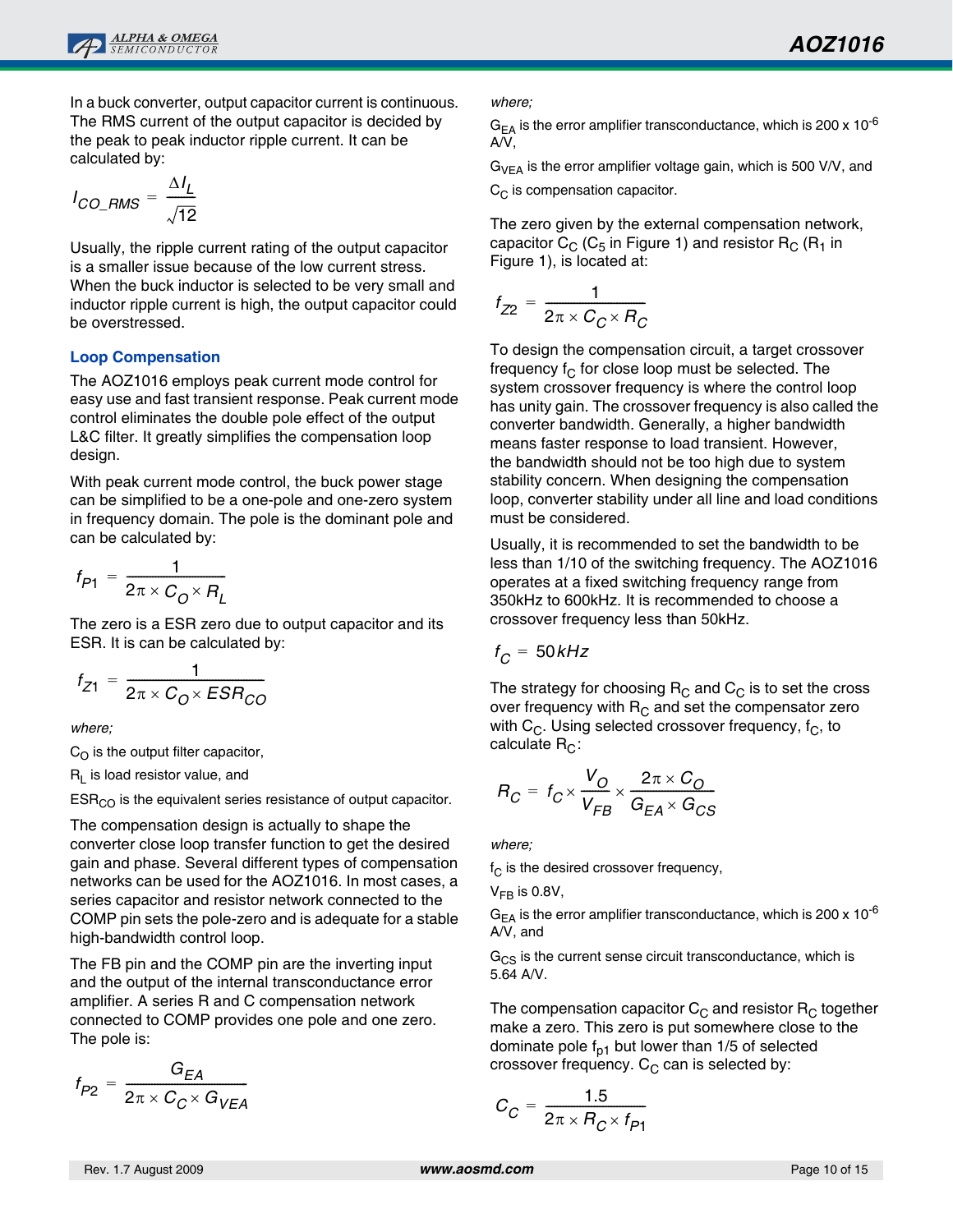In a buck converter, output capacitor current is continuous. The RMS current of the output capacitor is decided by the peak to peak inductor ripple current. It can be calculated by:

$$I_{CO\_RMS} = \frac{\Delta I_L}{\sqrt{12}}$$

Usually, the ripple current rating of the output capacitor is a smaller issue because of the low current stress. When the buck inductor is selected to be very small and inductor ripple current is high, the output capacitor could be overstressed.

## Loop Compensation

The AOZ1016 employs peak current mode control for easy use and fast transient response. Peak current mode control eliminates the double pole effect of the output L&C filter. It greatly simplifies the compensation loop design.

With peak current mode control, the buck power stage can be simplified to be a one-pole and one-zero system in frequency domain. The pole is the dominant pole and can be calculated by:

$$f_{P1} = \frac{1}{2\pi \times C_O \times R_L}$$

The zero is a ESR zero due to output capacitor and its ESR. It is can be calculated by:

$$f_{Z1} = \frac{1}{2\pi \times C_O \times ESR_{CO}}$$

*where;*

$C_O$ is the output filter capacitor,

$R_L$ is load resistor value, and

$ESR_{CO}$ is the equivalent series resistance of output capacitor.

The compensation design is actually to shape the converter close loop transfer function to get the desired gain and phase. Several different types of compensation networks can be used for the AOZ1016. In most cases, a series capacitor and resistor network connected to the COMP pin sets the pole-zero and is adequate for a stable high-bandwidth control loop.

The FB pin and the COMP pin are the inverting input and the output of the internal transconductance error amplifier. A series R and C compensation network connected to COMP provides one pole and one zero. The pole is:

$$f_{P2} = \frac{G_{EA}}{2\pi \times C_C \times G_{VEA}}$$

*where;*

$G_{EA}$ is the error amplifier transconductance, which is 200 x $10^{-6}$ A/V,

$G_{VEA}$ is the error amplifier voltage gain, which is 500 V/V, and

$C_C$ is compensation capacitor.

The zero given by the external compensation network, capacitor $C_C$ ($C_5$ in Figure 1) and resistor $R_C$ ($R_1$ in Figure 1), is located at:

$$f_{Z2} = \frac{1}{2\pi \times C_C \times R_C}$$

To design the compensation circuit, a target crossover frequency $f_C$ for close loop must be selected. The system crossover frequency is where the control loop has unity gain. The crossover frequency is also called the converter bandwidth. Generally, a higher bandwidth means faster response to load transient. However, the bandwidth should not be too high due to system stability concern. When designing the compensation loop, converter stability under all line and load conditions must be considered.

Usually, it is recommended to set the bandwidth to be less than 1/10 of the switching frequency. The AOZ1016 operates at a fixed switching frequency range from 350kHz to 600kHz. It is recommended to choose a crossover frequency less than 50kHz.

$$f_C = 50kHz$$

The strategy for choosing $R_C$ and $C_C$ is to set the cross over frequency with $R_C$ and set the compensator zero with $C_C$. Using selected crossover frequency, $f_C$, to calculate $R_C$:

$$R_C = f_C \times \frac{V_O}{V_{FB}} \times \frac{2\pi \times C_O}{G_{EA} \times G_{CS}}$$

*where;*

$f_C$ is the desired crossover frequency,

$V_{FB}$ is 0.8V,

$G_{EA}$ is the error amplifier transconductance, which is 200 x $10^{-6}$ A/V, and

$G_{CS}$ is the current sense circuit transconductance, which is 5.64 A/V.

The compensation capacitor $C_C$ and resistor $R_C$ together make a zero. This zero is put somewhere close to the dominate pole $f_{p1}$ but lower than 1/5 of selected crossover frequency. $C_C$ can is selected by:

$$C_C = \frac{1.5}{2\pi \times R_C \times f_{P1}}$$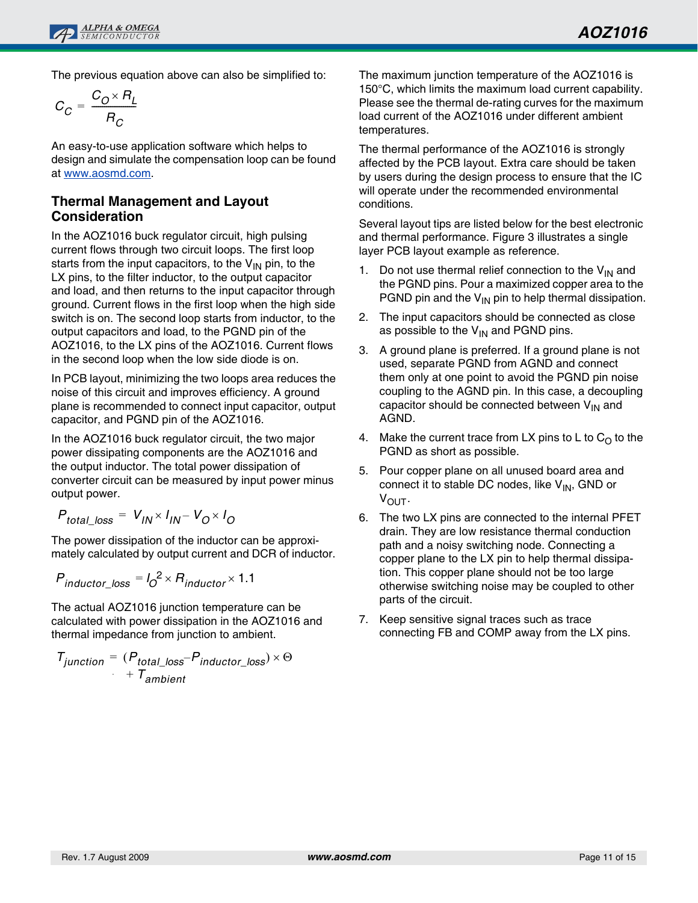The previous equation above can also be simplified to:

$$C_C = \frac{C_O \times R_L}{R_C}$$

An easy-to-use application software which helps to design and simulate the compensation loop can be found at www.aosmd.com.

## Thermal Management and Layout Consideration

In the AOZ1016 buck regulator circuit, high pulsing current flows through two circuit loops. The first loop starts from the input capacitors, to the $V_{IN}$ pin, to the LX pins, to the filter inductor, to the output capacitor and load, and then returns to the input capacitor through ground. Current flows in the first loop when the high side switch is on. The second loop starts from inductor, to the output capacitors and load, to the PGND pin of the AOZ1016, to the LX pins of the AOZ1016. Current flows in the second loop when the low side diode is on.

In PCB layout, minimizing the two loops area reduces the noise of this circuit and improves efficiency. A ground plane is recommended to connect input capacitor, output capacitor, and PGND pin of the AOZ1016.

In the AOZ1016 buck regulator circuit, the two major power dissipating components are the AOZ1016 and the output inductor. The total power dissipation of converter circuit can be measured by input power minus output power.

$$P_{total\_loss} = V_{IN} \times I_{IN} - V_O \times I_O$$

The power dissipation of the inductor can be approximately calculated by output current and DCR of inductor.

$$P_{inductor\_loss} = I_O^2 \times R_{inductor} \times 1.1$$

The actual AOZ1016 junction temperature can be calculated with power dissipation in the AOZ1016 and thermal impedance from junction to ambient.

$$T_{junction} = (P_{total\_loss} - P_{inductor\_loss}) \times \Theta + T_{ambient}$$

The maximum junction temperature of the AOZ1016 is 150°C, which limits the maximum load current capability. Please see the thermal de-rating curves for the maximum load current of the AOZ1016 under different ambient temperatures.

The thermal performance of the AOZ1016 is strongly affected by the PCB layout. Extra care should be taken by users during the design process to ensure that the IC will operate under the recommended environmental conditions.

Several layout tips are listed below for the best electronic and thermal performance. Figure 3 illustrates a single layer PCB layout example as reference.

1. Do not use thermal relief connection to the $V_{IN}$ and the PGND pins. Pour a maximized copper area to the PGND pin and the $V_{IN}$ pin to help thermal dissipation.
2. The input capacitors should be connected as close as possible to the $V_{IN}$ and PGND pins.
3. A ground plane is preferred. If a ground plane is not used, separate PGND from AGND and connect them only at one point to avoid the PGND pin noise coupling to the AGND pin. In this case, a decoupling capacitor should be connected between $V_{IN}$ and AGND.
4. Make the current trace from LX pins to L to $C_O$ to the PGND as short as possible.
5. Pour copper plane on all unused board area and connect it to stable DC nodes, like $V_{IN}$, GND or $V_{OUT}$.
6. The two LX pins are connected to the internal PFET drain. They are low resistance thermal conduction path and a noisy switching node. Connecting a copper plane to the LX pin to help thermal dissipation. This copper plane should not be too large otherwise switching noise may be coupled to other parts of the circuit.
7. Keep sensitive signal traces such as trace connecting FB and COMP away from the LX pins.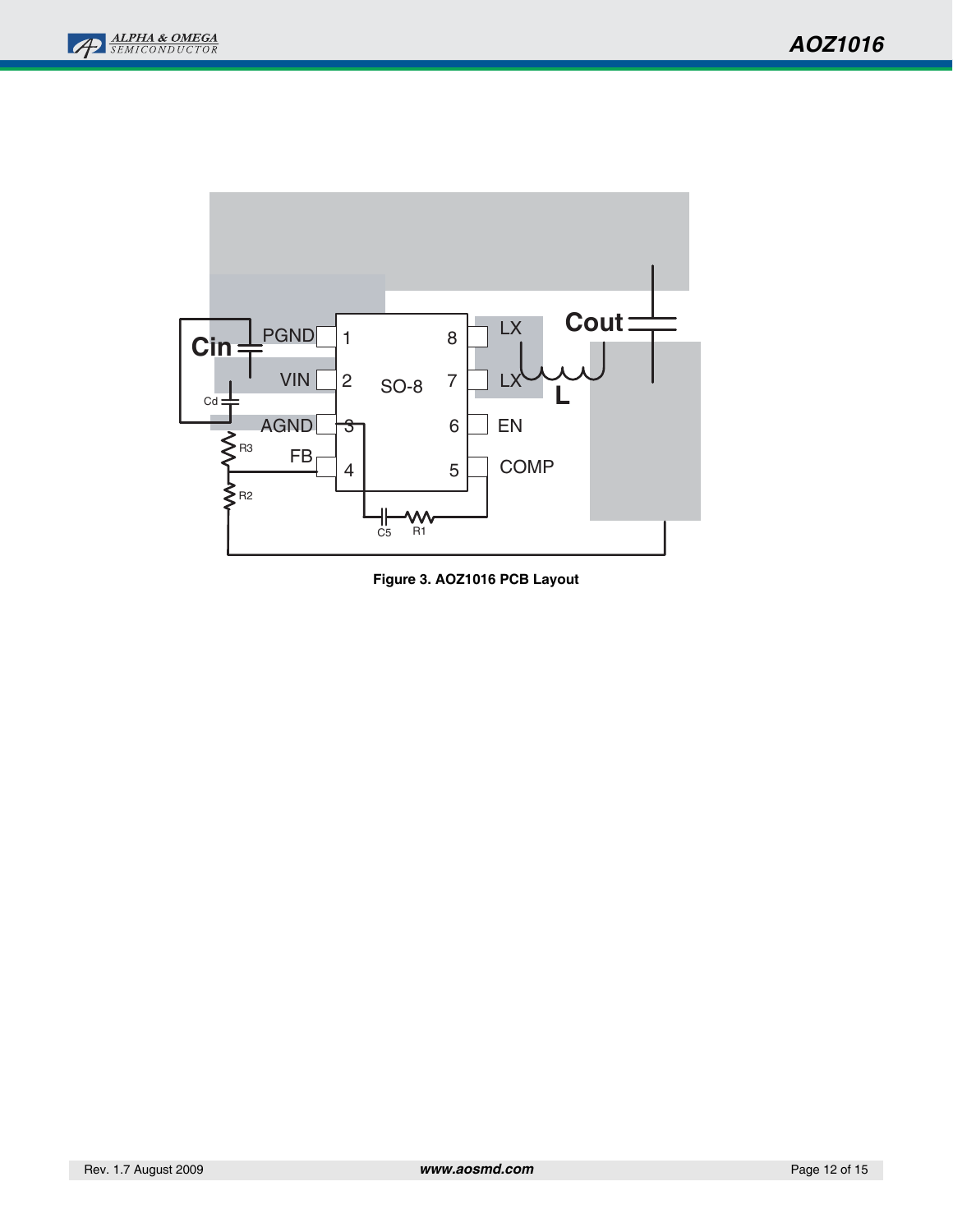Figure 3. AOZ1016 PCB Layout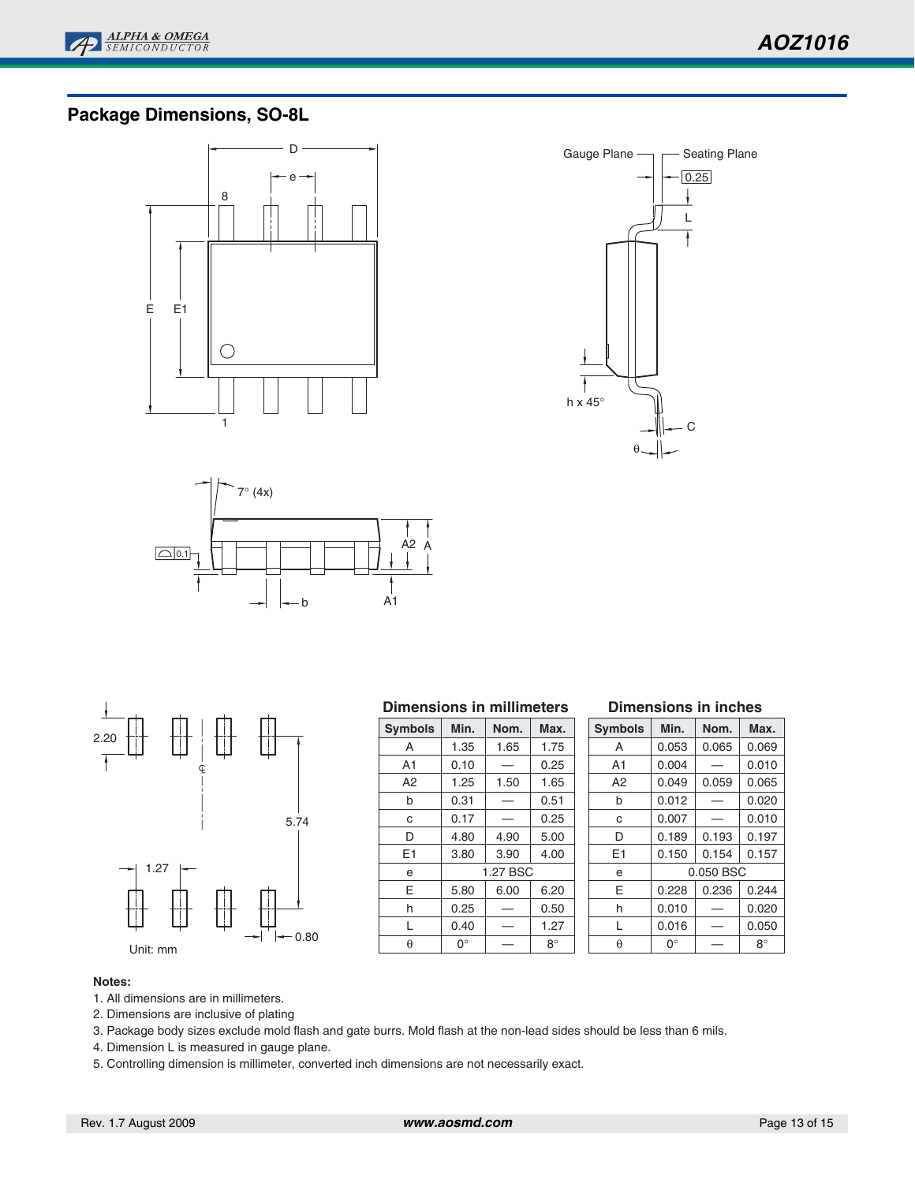## Package Dimensions, SO-8L

Gauge Plane  Seating Plane

0.25

Unit: mm

| Dimensions in millimeters | | | |
|---|---|---|---|
| **Symbols** | **Min.** | **Nom.** | **Max.** |
| A | 1.35 | 1.65 | 1.75 |
| A1 | 0.10 | — | 0.25 |
| A2 | 1.25 | 1.50 | 1.65 |
| b | 0.31 | — | 0.51 |
| c | 0.17 | — | 0.25 |
| D | 4.80 | 4.90 | 5.00 |
| E1 | 3.80 | 3.90 | 4.00 |
| e | | 1.27 BSC | |
| E | 5.80 | 6.00 | 6.20 |
| h | 0.25 | — | 0.50 |
| L | 0.40 | — | 1.27 |
| θ | 0° | — | 8° |

| Dimensions in inches | | | |
|---|---|---|---|
| **Symbols** | **Min.** | **Nom.** | **Max.** |
| A | 0.053 | 0.065 | 0.069 |
| A1 | 0.004 | — | 0.010 |
| A2 | 0.049 | 0.059 | 0.065 |
| b | 0.012 | — | 0.020 |
| c | 0.007 | — | 0.010 |
| D | 0.189 | 0.193 | 0.197 |
| E1 | 0.150 | 0.154 | 0.157 |
| e | | 0.050 BSC | |
| E | 0.228 | 0.236 | 0.244 |
| h | 0.010 | — | 0.020 |
| L | 0.016 | — | 0.050 |
| θ | 0° | — | 8° |

**Notes:**

1. All dimensions are in millimeters.
2. Dimensions are inclusive of plating
3. Package body sizes exclude mold flash and gate burrs. Mold flash at the non-lead sides should be less than 6 mils.
4. Dimension L is measured in gauge plane.
5. Controlling dimension is millimeter, converted inch dimensions are not necessarily exact.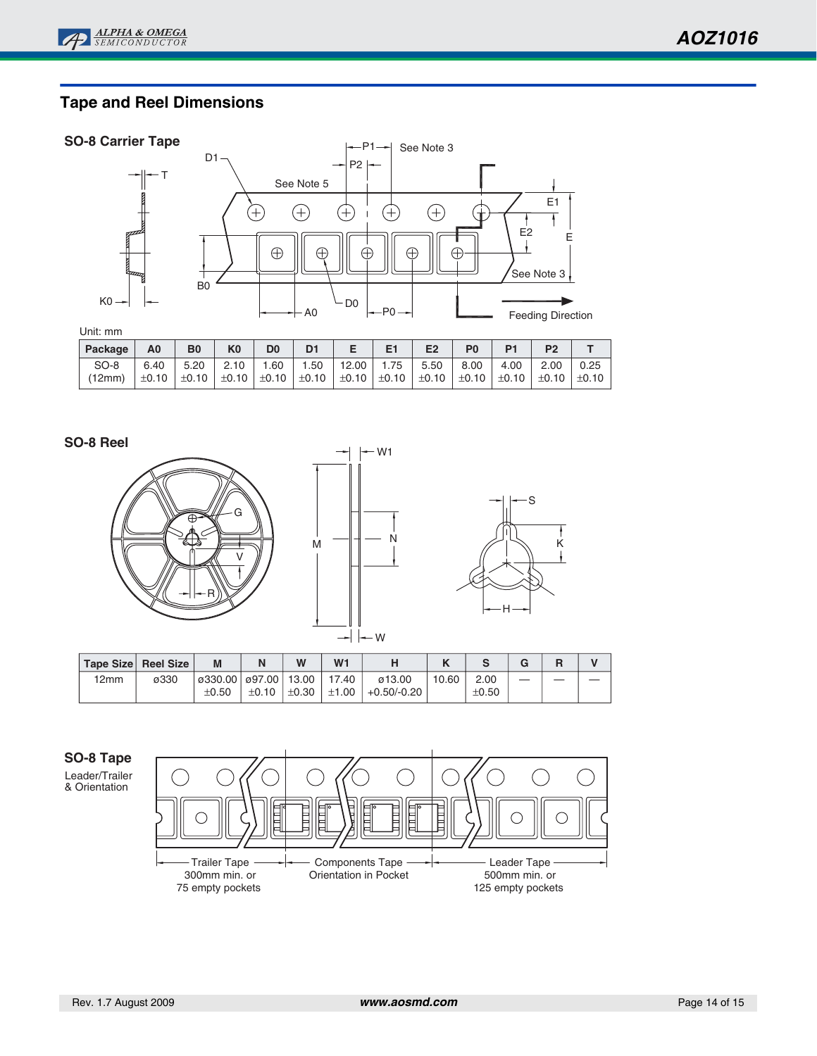## Tape and Reel Dimensions

### SO-8 Carrier Tape

Unit: mm

| Package | A0 | B0 | K0 | D0 | D1 | E | E1 | E2 | P0 | P1 | P2 | T |
|---|---|---|---|---|---|---|---|---|---|---|---|---|
| SO-8 (12mm) | 6.40 ±0.10 | 5.20 ±0.10 | 2.10 ±0.10 | 1.60 ±0.10 | 1.50 ±0.10 | 12.00 ±0.10 | 1.75 ±0.10 | 5.50 ±0.10 | 8.00 ±0.10 | 4.00 ±0.10 | 2.00 ±0.10 | 0.25 ±0.10 |

### SO-8 Reel

| Tape Size | Reel Size | M | N | W | W1 | H | K | S | G | R | V |
|---|---|---|---|---|---|---|---|---|---|---|---|
| 12mm | ø330 | ø330.00 ±0.50 | ø97.00 ±0.10 | 13.00 ±0.30 | 17.40 ±1.00 | ø13.00 +0.50/-0.20 | 10.60 | 2.00 ±0.50 | — | — | — |

### SO-8 Tape

Leader/Trailer & Orientation

Trailer Tape: 300mm min. or 75 empty pockets

Components Tape: Orientation in Pocket

Leader Tape: 500mm min. or 125 empty pockets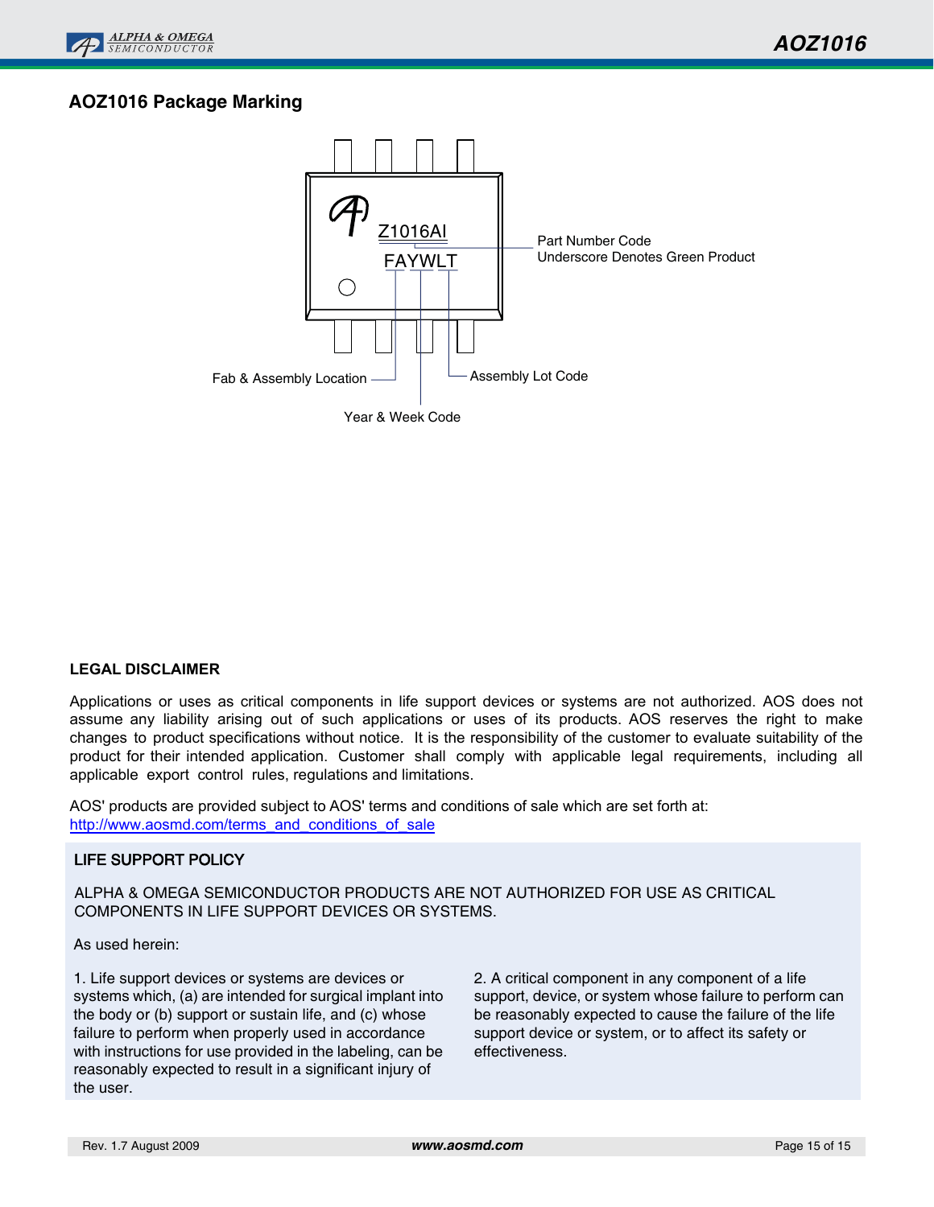## AOZ1016 Package Marking

Z1016AI

FAYWLT

Part Number Code

Underscore Denotes Green Product

Fab & Assembly Location

Year & Week Code

Assembly Lot Code

**LEGAL DISCLAIMER**

Applications or uses as critical components in life support devices or systems are not authorized. AOS does not assume any liability arising out of such applications or uses of its products. AOS reserves the right to make changes to product specifications without notice. It is the responsibility of the customer to evaluate suitability of the product for their intended application. Customer shall comply with applicable legal requirements, including all applicable export control rules, regulations and limitations.

AOS' products are provided subject to AOS' terms and conditions of sale which are set forth at:
http://www.aosmd.com/terms_and_conditions_of_sale

**LIFE SUPPORT POLICY**

ALPHA & OMEGA SEMICONDUCTOR PRODUCTS ARE NOT AUTHORIZED FOR USE AS CRITICAL COMPONENTS IN LIFE SUPPORT DEVICES OR SYSTEMS.

As used herein:

1. Life support devices or systems are devices or systems which, (a) are intended for surgical implant into the body or (b) support or sustain life, and (c) whose failure to perform when properly used in accordance with instructions for use provided in the labeling, can be reasonably expected to result in a significant injury of the user.

2. A critical component in any component of a life support, device, or system whose failure to perform can be reasonably expected to cause the failure of the life support device or system, or to affect its safety or effectiveness.